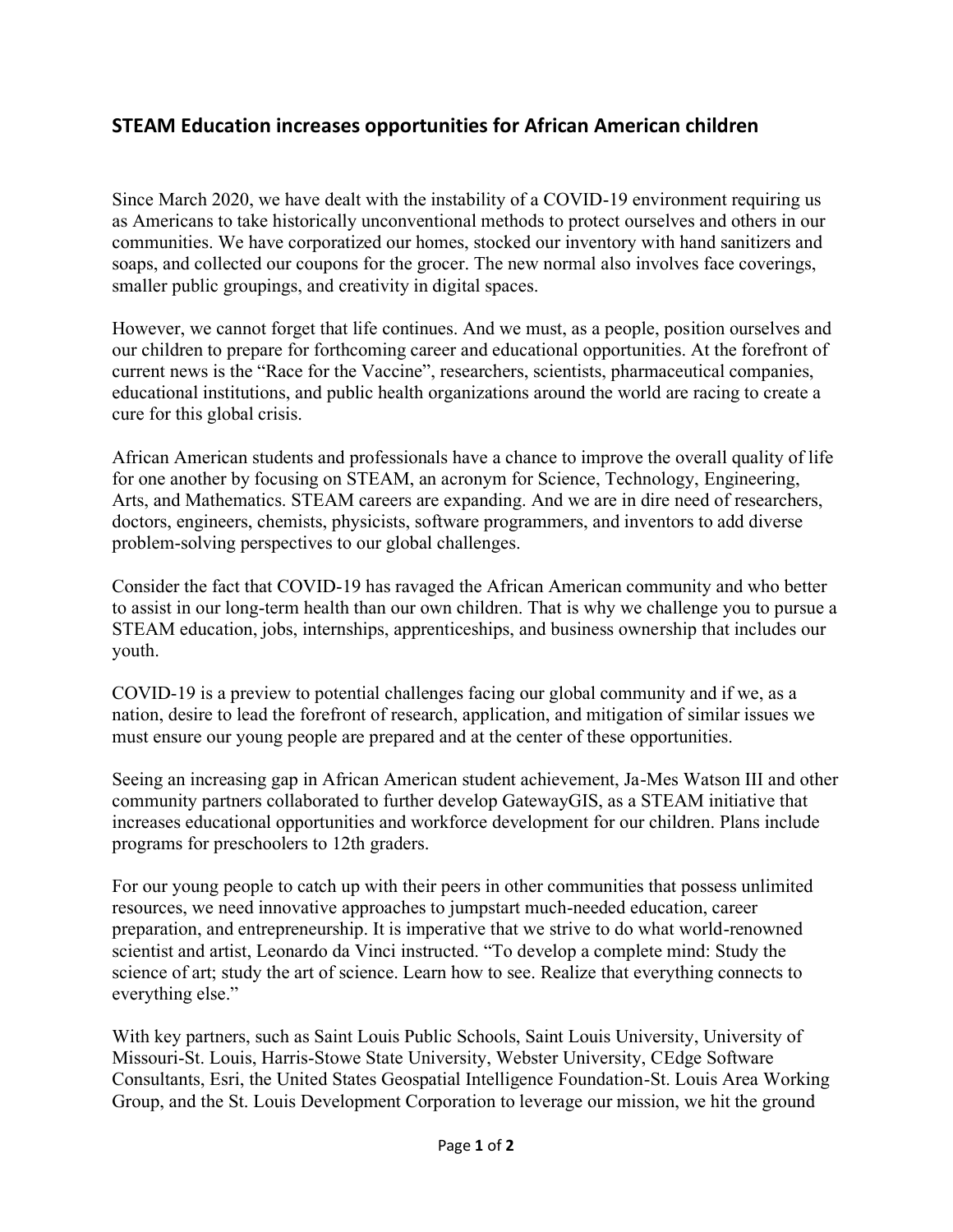## STEAM Education increases opportunities for African American children

Since March 2020, we have dealt with the instability of a COVID-19 environment requiring us as Americans to take historically unconventional methods to protect ourselves and others in our communities. We have corporatized our homes, stocked our inventory with hand sanitizers and soaps, and collected our coupons for the grocer. The new normal also involves face coverings, smaller public groupings, and creativity in digital spaces.

However, we cannot forget that life continues. And we must, as a people, position ourselves and our children to prepare for forthcoming career and educational opportunities. At the forefront of current news is the "Race for the Vaccine", researchers, scientists, pharmaceutical companies, educational institutions, and public health organizations around the world are racing to create a cure for this global crisis.

African American students and professionals have a chance to improve the overall quality of life for one another by focusing on STEAM, an acronym for Science, Technology, Engineering, Arts, and Mathematics. STEAM careers are expanding. And we are in dire need of researchers, doctors, engineers, chemists, physicists, software programmers, and inventors to add diverse problem-solving perspectives to our global challenges.

Consider the fact that COVID-19 has ravaged the African American community and who better to assist in our long-term health than our own children. That is why we challenge you to pursue a STEAM education, jobs, internships, apprenticeships, and business ownership that includes our youth.

COVID-19 is a preview to potential challenges facing our global community and if we, as a nation, desire to lead the forefront of research, application, and mitigation of similar issues we must ensure our young people are prepared and at the center of these opportunities.

Seeing an increasing gap in African American student achievement, Ja-Mes Watson III and other community partners collaborated to further develop GatewayGIS, as a STEAM initiative that increases educational opportunities and workforce development for our children. Plans include programs for preschoolers to 12th graders.

For our young people to catch up with their peers in other communities that possess unlimited resources, we need innovative approaches to jumpstart much-needed education, career preparation, and entrepreneurship. It is imperative that we strive to do what world-renowned scientist and artist, Leonardo da Vinci instructed. "To develop a complete mind: Study the science of art; study the art of science. Learn how to see. Realize that everything connects to everything else."

With key partners, such as Saint Louis Public Schools, Saint Louis University, University of Missouri-St. Louis, Harris-Stowe State University, Webster University, CEdge Software Consultants, Esri, the United States Geospatial Intelligence Foundation-St. Louis Area Working Group, and the St. Louis Development Corporation to leverage our mission, we hit the ground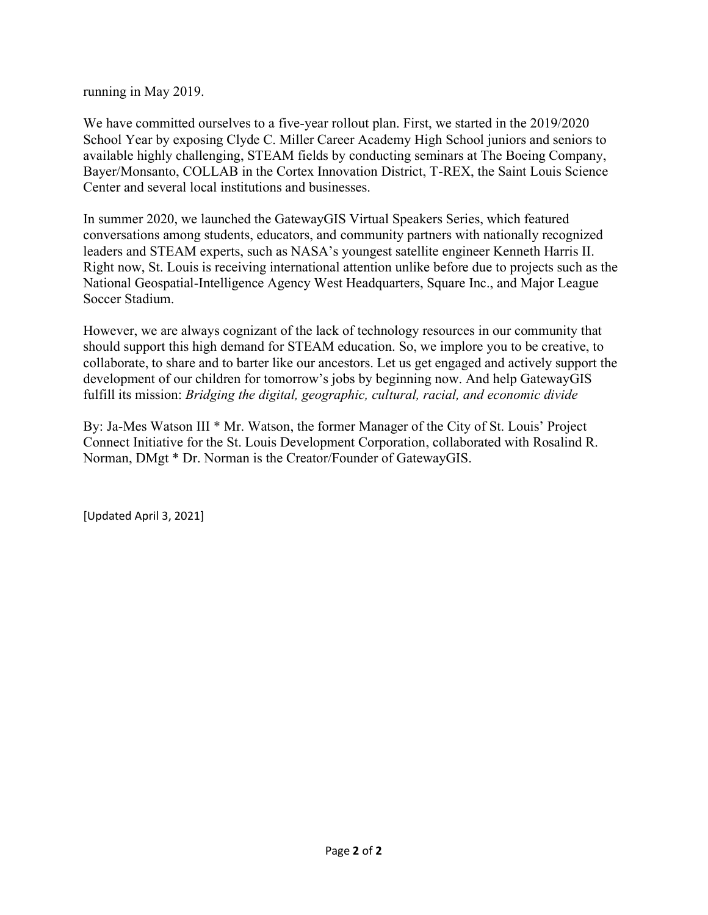running in May 2019.

We have committed ourselves to a five-year rollout plan. First, we started in the 2019/2020 School Year by exposing Clyde C. Miller Career Academy High School juniors and seniors to available highly challenging, STEAM fields by conducting seminars at The Boeing Company, Bayer/Monsanto, COLLAB in the Cortex Innovation District, T-REX, the Saint Louis Science Center and several local institutions and businesses.

In summer 2020, we launched the GatewayGIS Virtual Speakers Series, which featured conversations among students, educators, and community partners with nationally recognized leaders and STEAM experts, such as NASA's youngest satellite engineer Kenneth Harris II. Right now, St. Louis is receiving international attention unlike before due to projects such as the National Geospatial-Intelligence Agency West Headquarters, Square Inc., and Major League Soccer Stadium.

However, we are always cognizant of the lack of technology resources in our community that should support this high demand for STEAM education. So, we implore you to be creative, to collaborate, to share and to barter like our ancestors. Let us get engaged and actively support the development of our children for tomorrow's jobs by beginning now. And help GatewayGIS fulfill its mission: *Bridging the digital, geographic, cultural, racial, and economic divide*

By: Ja-Mes Watson III * Mr. Watson, the former Manager of the City of St. Louis' Project Connect Initiative for the St. Louis Development Corporation, collaborated with Rosalind R. Norman, DMgt * Dr. Norman is the Creator/Founder of GatewayGIS.

[Updated April 3, 2021]